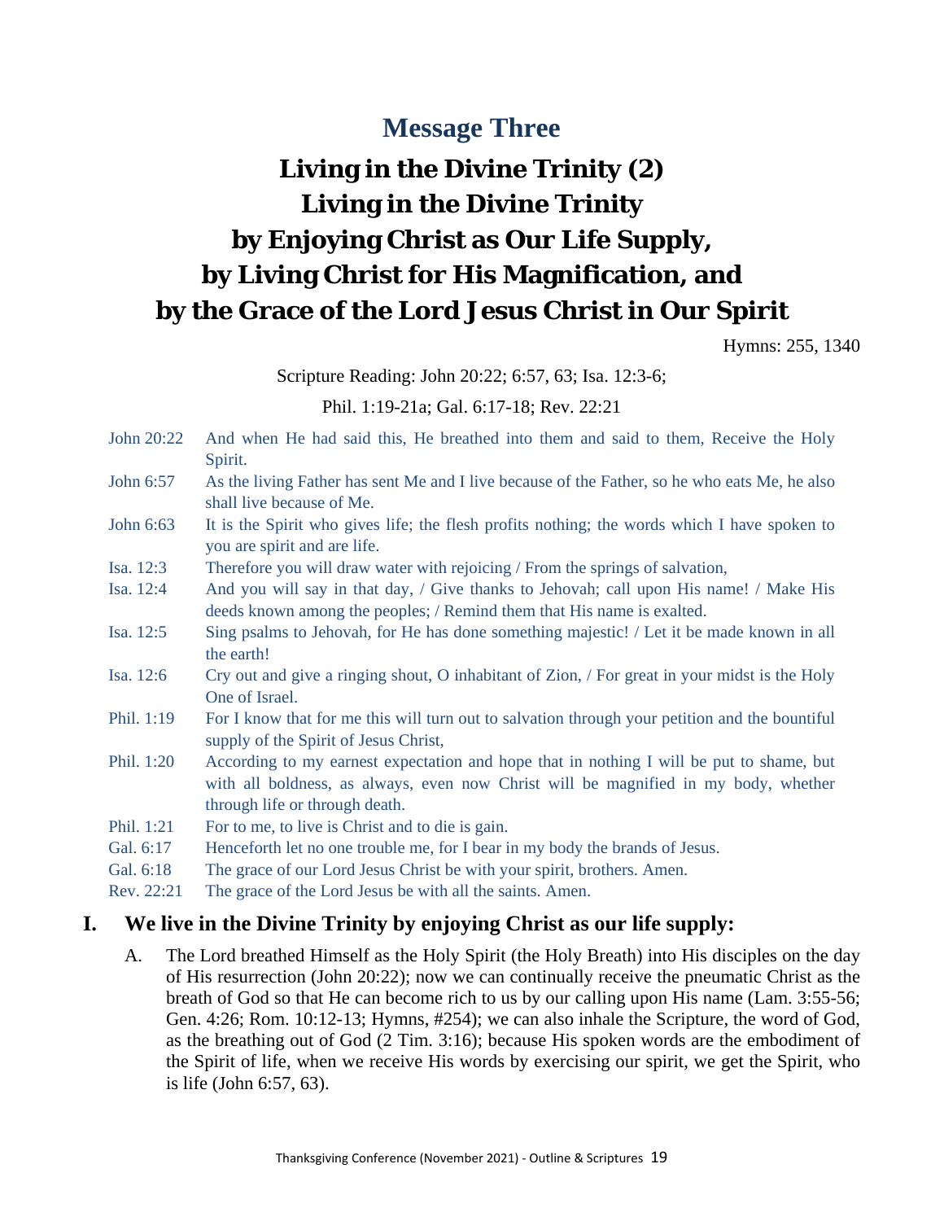# Message Three

# Living in the Divine Trinity (2)
# Living in the Divine Trinity by Enjoying Christ as Our Life Supply, by Living Christ for His Magnification, and by the Grace of the Lord Jesus Christ in Our Spirit

Hymns: 255, 1340

Scripture Reading: John 20:22; 6:57, 63; Isa. 12:3-6;

Phil. 1:19-21a; Gal. 6:17-18; Rev. 22:21

| | |
|---|---|
| John 20:22 | And when He had said this, He breathed into them and said to them, Receive the Holy Spirit. |
| John 6:57 | As the living Father has sent Me and I live because of the Father, so he who eats Me, he also shall live because of Me. |
| John 6:63 | It is the Spirit who gives life; the flesh profits nothing; the words which I have spoken to you are spirit and are life. |
| Isa. 12:3 | Therefore you will draw water with rejoicing / From the springs of salvation, |
| Isa. 12:4 | And you will say in that day, / Give thanks to Jehovah; call upon His name! / Make His deeds known among the peoples; / Remind them that His name is exalted. |
| Isa. 12:5 | Sing psalms to Jehovah, for He has done something majestic! / Let it be made known in all the earth! |
| Isa. 12:6 | Cry out and give a ringing shout, O inhabitant of Zion, / For great in your midst is the Holy One of Israel. |
| Phil. 1:19 | For I know that for me this will turn out to salvation through your petition and the bountiful supply of the Spirit of Jesus Christ, |
| Phil. 1:20 | According to my earnest expectation and hope that in nothing I will be put to shame, but with all boldness, as always, even now Christ will be magnified in my body, whether through life or through death. |
| Phil. 1:21 | For to me, to live is Christ and to die is gain. |
| Gal. 6:17 | Henceforth let no one trouble me, for I bear in my body the brands of Jesus. |
| Gal. 6:18 | The grace of our Lord Jesus Christ be with your spirit, brothers. Amen. |
| Rev. 22:21 | The grace of the Lord Jesus be with all the saints. Amen. |

## I. We live in the Divine Trinity by enjoying Christ as our life supply:

A. The Lord breathed Himself as the Holy Spirit (the Holy Breath) into His disciples on the day of His resurrection (John 20:22); now we can continually receive the pneumatic Christ as the breath of God so that He can become rich to us by our calling upon His name (Lam. 3:55-56; Gen. 4:26; Rom. 10:12-13; Hymns, #254); we can also inhale the Scripture, the word of God, as the breathing out of God (2 Tim. 3:16); because His spoken words are the embodiment of the Spirit of life, when we receive His words by exercising our spirit, we get the Spirit, who is life (John 6:57, 63).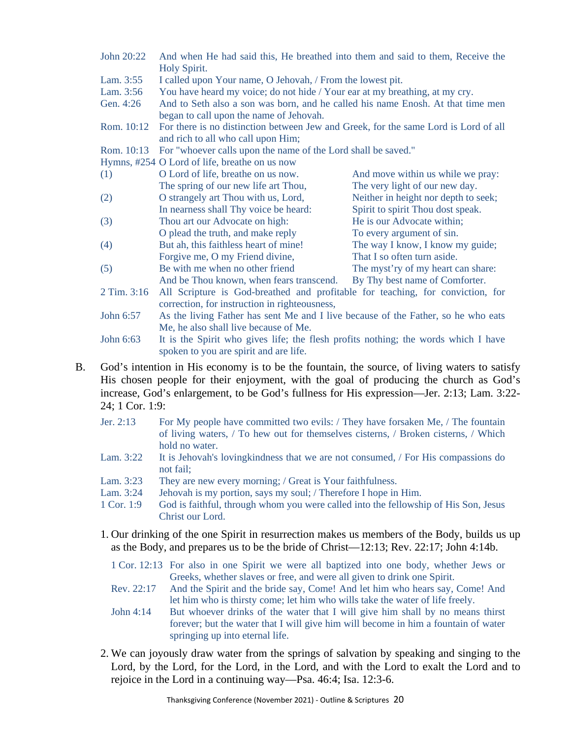John 20:22 And when He had said this, He breathed into them and said to them, Receive the Holy Spirit.

Lam. 3:55 I called upon Your name, O Jehovah, / From the lowest pit.

Lam. 3:56 You have heard my voice; do not hide / Your ear at my breathing, at my cry.

Gen. 4:26 And to Seth also a son was born, and he called his name Enosh. At that time men began to call upon the name of Jehovah.

Rom. 10:12 For there is no distinction between Jew and Greek, for the same Lord is Lord of all and rich to all who call upon Him;

Rom. 10:13 For "whoever calls upon the name of the Lord shall be saved."

Hymns, #254 O Lord of life, breathe on us now

(1) O Lord of life, breathe on us now.
And move within us while we pray:
The spring of our new life art Thou,
The very light of our new day.

(2) O strangely art Thou with us, Lord,
Neither in height nor depth to seek;
In nearness shall Thy voice be heard:
Spirit to spirit Thou dost speak.

(3) Thou art our Advocate on high:
He is our Advocate within;
O plead the truth, and make reply
To every argument of sin.

(4) But ah, this faithless heart of mine!
The way I know, I know my guide;
Forgive me, O my Friend divine,
That I so often turn aside.

(5) Be with me when no other friend
The myst'ry of my heart can share:
And be Thou known, when fears transcend.
By Thy best name of Comforter.

2 Tim. 3:16 All Scripture is God-breathed and profitable for teaching, for conviction, for correction, for instruction in righteousness,

John 6:57 As the living Father has sent Me and I live because of the Father, so he who eats Me, he also shall live because of Me.

John 6:63 It is the Spirit who gives life; the flesh profits nothing; the words which I have spoken to you are spirit and are life.

B. God's intention in His economy is to be the fountain, the source, of living waters to satisfy His chosen people for their enjoyment, with the goal of producing the church as God's increase, God's enlargement, to be God's fullness for His expression—Jer. 2:13; Lam. 3:22-24; 1 Cor. 1:9:

Jer. 2:13 For My people have committed two evils: / They have forsaken Me, / The fountain of living waters, / To hew out for themselves cisterns, / Broken cisterns, / Which hold no water.

Lam. 3:22 It is Jehovah's lovingkindness that we are not consumed, / For His compassions do not fail;

Lam. 3:23 They are new every morning; / Great is Your faithfulness.

Lam. 3:24 Jehovah is my portion, says my soul; / Therefore I hope in Him.

1 Cor. 1:9 God is faithful, through whom you were called into the fellowship of His Son, Jesus Christ our Lord.

1. Our drinking of the one Spirit in resurrection makes us members of the Body, builds us up as the Body, and prepares us to be the bride of Christ—12:13; Rev. 22:17; John 4:14b.

1 Cor. 12:13 For also in one Spirit we were all baptized into one body, whether Jews or Greeks, whether slaves or free, and were all given to drink one Spirit.

Rev. 22:17 And the Spirit and the bride say, Come! And let him who hears say, Come! And let him who is thirsty come; let him who wills take the water of life freely.

John 4:14 But whoever drinks of the water that I will give him shall by no means thirst forever; but the water that I will give him will become in him a fountain of water springing up into eternal life.

2. We can joyously draw water from the springs of salvation by speaking and singing to the Lord, by the Lord, for the Lord, in the Lord, and with the Lord to exalt the Lord and to rejoice in the Lord in a continuing way—Psa. 46:4; Isa. 12:3-6.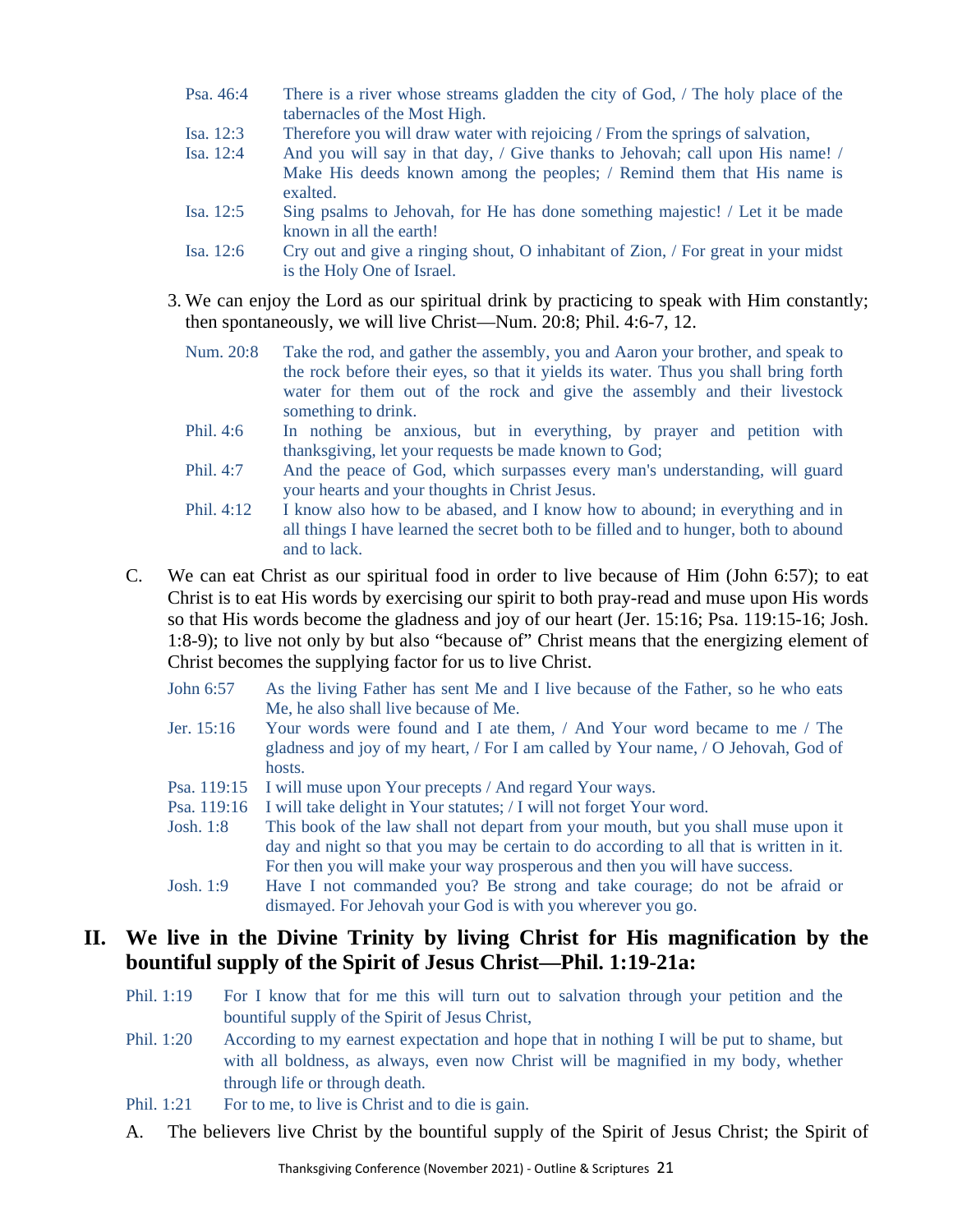Psa. 46:4 There is a river whose streams gladden the city of God, / The holy place of the tabernacles of the Most High.

Isa. 12:3 Therefore you will draw water with rejoicing / From the springs of salvation,

Isa. 12:4 And you will say in that day, / Give thanks to Jehovah; call upon His name! / Make His deeds known among the peoples; / Remind them that His name is exalted.

Isa. 12:5 Sing psalms to Jehovah, for He has done something majestic! / Let it be made known in all the earth!

Isa. 12:6 Cry out and give a ringing shout, O inhabitant of Zion, / For great in your midst is the Holy One of Israel.

3. We can enjoy the Lord as our spiritual drink by practicing to speak with Him constantly; then spontaneously, we will live Christ—Num. 20:8; Phil. 4:6-7, 12.

Num. 20:8 Take the rod, and gather the assembly, you and Aaron your brother, and speak to the rock before their eyes, so that it yields its water. Thus you shall bring forth water for them out of the rock and give the assembly and their livestock something to drink.

Phil. 4:6 In nothing be anxious, but in everything, by prayer and petition with thanksgiving, let your requests be made known to God;

Phil. 4:7 And the peace of God, which surpasses every man's understanding, will guard your hearts and your thoughts in Christ Jesus.

Phil. 4:12 I know also how to be abased, and I know how to abound; in everything and in all things I have learned the secret both to be filled and to hunger, both to abound and to lack.

C. We can eat Christ as our spiritual food in order to live because of Him (John 6:57); to eat Christ is to eat His words by exercising our spirit to both pray-read and muse upon His words so that His words become the gladness and joy of our heart (Jer. 15:16; Psa. 119:15-16; Josh. 1:8-9); to live not only by but also "because of" Christ means that the energizing element of Christ becomes the supplying factor for us to live Christ.

John 6:57 As the living Father has sent Me and I live because of the Father, so he who eats Me, he also shall live because of Me.

Jer. 15:16 Your words were found and I ate them, / And Your word became to me / The gladness and joy of my heart, / For I am called by Your name, / O Jehovah, God of hosts.

Psa. 119:15 I will muse upon Your precepts / And regard Your ways.

Psa. 119:16 I will take delight in Your statutes; / I will not forget Your word.

Josh. 1:8 This book of the law shall not depart from your mouth, but you shall muse upon it day and night so that you may be certain to do according to all that is written in it. For then you will make your way prosperous and then you will have success.

Josh. 1:9 Have I not commanded you? Be strong and take courage; do not be afraid or dismayed. For Jehovah your God is with you wherever you go.

## II. We live in the Divine Trinity by living Christ for His magnification by the bountiful supply of the Spirit of Jesus Christ—Phil. 1:19-21a:

Phil. 1:19 For I know that for me this will turn out to salvation through your petition and the bountiful supply of the Spirit of Jesus Christ,

Phil. 1:20 According to my earnest expectation and hope that in nothing I will be put to shame, but with all boldness, as always, even now Christ will be magnified in my body, whether through life or through death.

Phil. 1:21 For to me, to live is Christ and to die is gain.

A. The believers live Christ by the bountiful supply of the Spirit of Jesus Christ; the Spirit of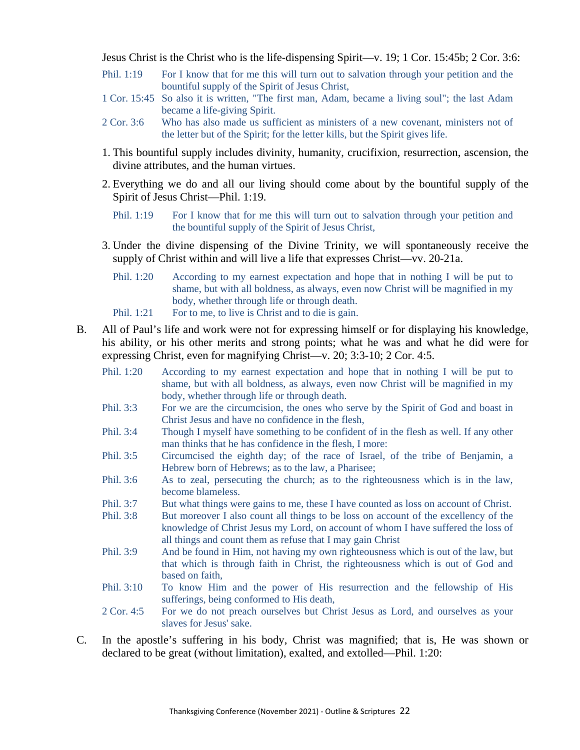Jesus Christ is the Christ who is the life-dispensing Spirit—v. 19; 1 Cor. 15:45b; 2 Cor. 3:6:

Phil. 1:19 For I know that for me this will turn out to salvation through your petition and the bountiful supply of the Spirit of Jesus Christ,

1 Cor. 15:45 So also it is written, "The first man, Adam, became a living soul"; the last Adam became a life-giving Spirit.

2 Cor. 3:6 Who has also made us sufficient as ministers of a new covenant, ministers not of the letter but of the Spirit; for the letter kills, but the Spirit gives life.

1. This bountiful supply includes divinity, humanity, crucifixion, resurrection, ascension, the divine attributes, and the human virtues.

2. Everything we do and all our living should come about by the bountiful supply of the Spirit of Jesus Christ—Phil. 1:19.

   Phil. 1:19 For I know that for me this will turn out to salvation through your petition and the bountiful supply of the Spirit of Jesus Christ,

3. Under the divine dispensing of the Divine Trinity, we will spontaneously receive the supply of Christ within and will live a life that expresses Christ—vv. 20-21a.

   Phil. 1:20 According to my earnest expectation and hope that in nothing I will be put to shame, but with all boldness, as always, even now Christ will be magnified in my body, whether through life or through death.

   Phil. 1:21 For to me, to live is Christ and to die is gain.

B. All of Paul's life and work were not for expressing himself or for displaying his knowledge, his ability, or his other merits and strong points; what he was and what he did were for expressing Christ, even for magnifying Christ—v. 20; 3:3-10; 2 Cor. 4:5.

Phil. 1:20 According to my earnest expectation and hope that in nothing I will be put to shame, but with all boldness, as always, even now Christ will be magnified in my body, whether through life or through death.

Phil. 3:3 For we are the circumcision, the ones who serve by the Spirit of God and boast in Christ Jesus and have no confidence in the flesh,

Phil. 3:4 Though I myself have something to be confident of in the flesh as well. If any other man thinks that he has confidence in the flesh, I more:

Phil. 3:5 Circumcised the eighth day; of the race of Israel, of the tribe of Benjamin, a Hebrew born of Hebrews; as to the law, a Pharisee;

Phil. 3:6 As to zeal, persecuting the church; as to the righteousness which is in the law, become blameless.

Phil. 3:7 But what things were gains to me, these I have counted as loss on account of Christ.

Phil. 3:8 But moreover I also count all things to be loss on account of the excellency of the knowledge of Christ Jesus my Lord, on account of whom I have suffered the loss of all things and count them as refuse that I may gain Christ

Phil. 3:9 And be found in Him, not having my own righteousness which is out of the law, but that which is through faith in Christ, the righteousness which is out of God and based on faith,

Phil. 3:10 To know Him and the power of His resurrection and the fellowship of His sufferings, being conformed to His death,

2 Cor. 4:5 For we do not preach ourselves but Christ Jesus as Lord, and ourselves as your slaves for Jesus' sake.

C. In the apostle's suffering in his body, Christ was magnified; that is, He was shown or declared to be great (without limitation), exalted, and extolled—Phil. 1:20: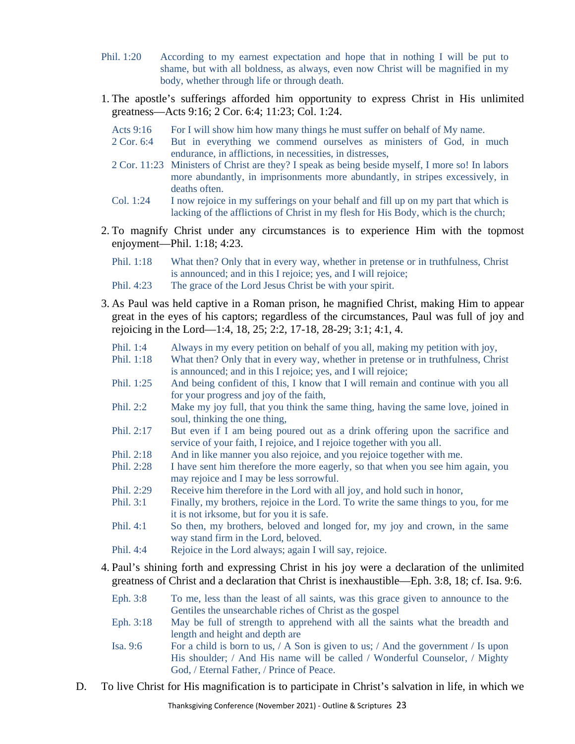Phil. 1:20 According to my earnest expectation and hope that in nothing I will be put to shame, but with all boldness, as always, even now Christ will be magnified in my body, whether through life or through death.

1. The apostle's sufferings afforded him opportunity to express Christ in His unlimited greatness—Acts 9:16; 2 Cor. 6:4; 11:23; Col. 1:24.

   Acts 9:16 For I will show him how many things he must suffer on behalf of My name.

   2 Cor. 6:4 But in everything we commend ourselves as ministers of God, in much endurance, in afflictions, in necessities, in distresses,

   2 Cor. 11:23 Ministers of Christ are they? I speak as being beside myself, I more so! In labors more abundantly, in imprisonments more abundantly, in stripes excessively, in deaths often.

   Col. 1:24 I now rejoice in my sufferings on your behalf and fill up on my part that which is lacking of the afflictions of Christ in my flesh for His Body, which is the church;

2. To magnify Christ under any circumstances is to experience Him with the topmost enjoyment—Phil. 1:18; 4:23.

   Phil. 1:18 What then? Only that in every way, whether in pretense or in truthfulness, Christ is announced; and in this I rejoice; yes, and I will rejoice;

   Phil. 4:23 The grace of the Lord Jesus Christ be with your spirit.

3. As Paul was held captive in a Roman prison, he magnified Christ, making Him to appear great in the eyes of his captors; regardless of the circumstances, Paul was full of joy and rejoicing in the Lord—1:4, 18, 25; 2:2, 17-18, 28-29; 3:1; 4:1, 4.

   Phil. 1:4 Always in my every petition on behalf of you all, making my petition with joy,

   Phil. 1:18 What then? Only that in every way, whether in pretense or in truthfulness, Christ is announced; and in this I rejoice; yes, and I will rejoice;

   Phil. 1:25 And being confident of this, I know that I will remain and continue with you all for your progress and joy of the faith,

   Phil. 2:2 Make my joy full, that you think the same thing, having the same love, joined in soul, thinking the one thing,

   Phil. 2:17 But even if I am being poured out as a drink offering upon the sacrifice and service of your faith, I rejoice, and I rejoice together with you all.

   Phil. 2:18 And in like manner you also rejoice, and you rejoice together with me.

   Phil. 2:28 I have sent him therefore the more eagerly, so that when you see him again, you may rejoice and I may be less sorrowful.

   Phil. 2:29 Receive him therefore in the Lord with all joy, and hold such in honor,

   Phil. 3:1 Finally, my brothers, rejoice in the Lord. To write the same things to you, for me it is not irksome, but for you it is safe.

   Phil. 4:1 So then, my brothers, beloved and longed for, my joy and crown, in the same way stand firm in the Lord, beloved.

   Phil. 4:4 Rejoice in the Lord always; again I will say, rejoice.

4. Paul's shining forth and expressing Christ in his joy were a declaration of the unlimited greatness of Christ and a declaration that Christ is inexhaustible—Eph. 3:8, 18; cf. Isa. 9:6.

   Eph. 3:8 To me, less than the least of all saints, was this grace given to announce to the Gentiles the unsearchable riches of Christ as the gospel

   Eph. 3:18 May be full of strength to apprehend with all the saints what the breadth and length and height and depth are

   Isa. 9:6 For a child is born to us, / A Son is given to us; / And the government / Is upon His shoulder; / And His name will be called / Wonderful Counselor, / Mighty God, / Eternal Father, / Prince of Peace.

D. To live Christ for His magnification is to participate in Christ's salvation in life, in which we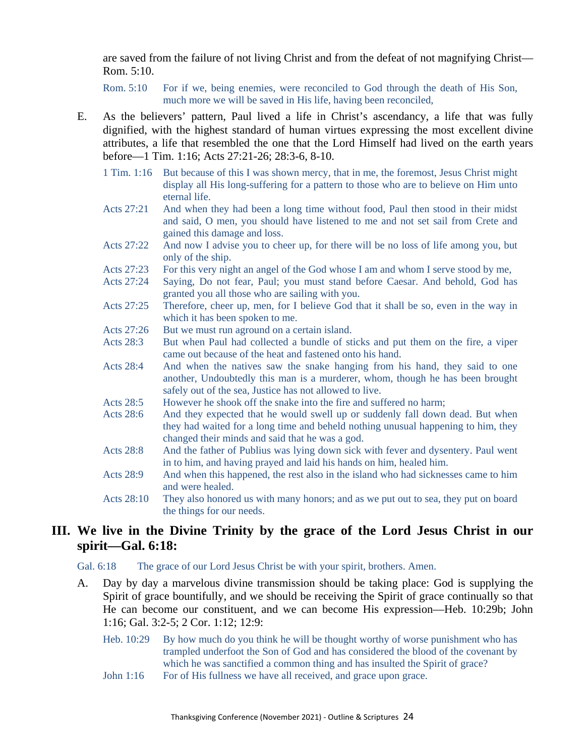are saved from the failure of not living Christ and from the defeat of not magnifying Christ—Rom. 5:10.

Rom. 5:10 For if we, being enemies, were reconciled to God through the death of His Son, much more we will be saved in His life, having been reconciled,

E. As the believers' pattern, Paul lived a life in Christ's ascendancy, a life that was fully dignified, with the highest standard of human virtues expressing the most excellent divine attributes, a life that resembled the one that the Lord Himself had lived on the earth years before—1 Tim. 1:16; Acts 27:21-26; 28:3-6, 8-10.

1 Tim. 1:16 But because of this I was shown mercy, that in me, the foremost, Jesus Christ might display all His long-suffering for a pattern to those who are to believe on Him unto eternal life.

Acts 27:21 And when they had been a long time without food, Paul then stood in their midst and said, O men, you should have listened to me and not set sail from Crete and gained this damage and loss.

Acts 27:22 And now I advise you to cheer up, for there will be no loss of life among you, but only of the ship.

Acts 27:23 For this very night an angel of the God whose I am and whom I serve stood by me,

Acts 27:24 Saying, Do not fear, Paul; you must stand before Caesar. And behold, God has granted you all those who are sailing with you.

Acts 27:25 Therefore, cheer up, men, for I believe God that it shall be so, even in the way in which it has been spoken to me.

Acts 27:26 But we must run aground on a certain island.

Acts 28:3 But when Paul had collected a bundle of sticks and put them on the fire, a viper came out because of the heat and fastened onto his hand.

Acts 28:4 And when the natives saw the snake hanging from his hand, they said to one another, Undoubtedly this man is a murderer, whom, though he has been brought safely out of the sea, Justice has not allowed to live.

Acts 28:5 However he shook off the snake into the fire and suffered no harm;

Acts 28:6 And they expected that he would swell up or suddenly fall down dead. But when they had waited for a long time and beheld nothing unusual happening to him, they changed their minds and said that he was a god.

Acts 28:8 And the father of Publius was lying down sick with fever and dysentery. Paul went in to him, and having prayed and laid his hands on him, healed him.

Acts 28:9 And when this happened, the rest also in the island who had sicknesses came to him and were healed.

Acts 28:10 They also honored us with many honors; and as we put out to sea, they put on board the things for our needs.

## III. We live in the Divine Trinity by the grace of the Lord Jesus Christ in our spirit—Gal. 6:18:

Gal. 6:18 The grace of our Lord Jesus Christ be with your spirit, brothers. Amen.

A. Day by day a marvelous divine transmission should be taking place: God is supplying the Spirit of grace bountifully, and we should be receiving the Spirit of grace continually so that He can become our constituent, and we can become His expression—Heb. 10:29b; John 1:16; Gal. 3:2-5; 2 Cor. 1:12; 12:9:

Heb. 10:29 By how much do you think he will be thought worthy of worse punishment who has trampled underfoot the Son of God and has considered the blood of the covenant by which he was sanctified a common thing and has insulted the Spirit of grace?

John 1:16 For of His fullness we have all received, and grace upon grace.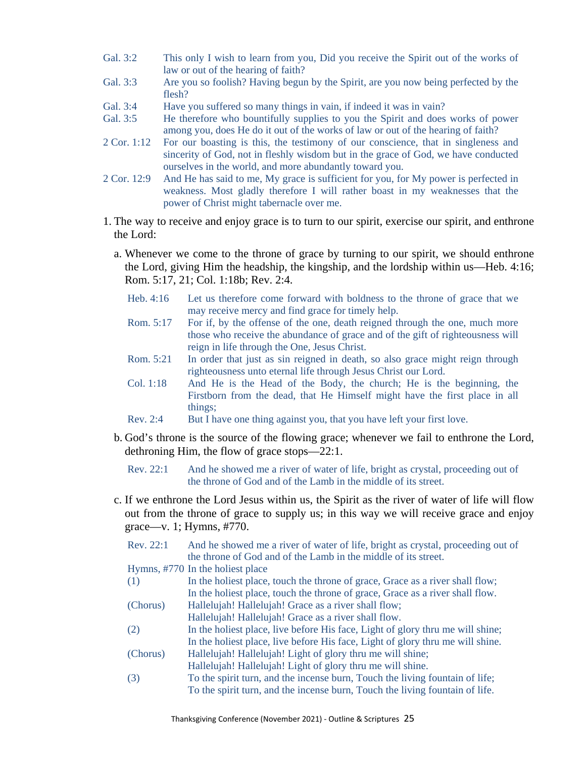Gal. 3:2 This only I wish to learn from you, Did you receive the Spirit out of the works of law or out of the hearing of faith?

Gal. 3:3 Are you so foolish? Having begun by the Spirit, are you now being perfected by the flesh?

Gal. 3:4 Have you suffered so many things in vain, if indeed it was in vain?

Gal. 3:5 He therefore who bountifully supplies to you the Spirit and does works of power among you, does He do it out of the works of law or out of the hearing of faith?

2 Cor. 1:12 For our boasting is this, the testimony of our conscience, that in singleness and sincerity of God, not in fleshly wisdom but in the grace of God, we have conducted ourselves in the world, and more abundantly toward you.

2 Cor. 12:9 And He has said to me, My grace is sufficient for you, for My power is perfected in weakness. Most gladly therefore I will rather boast in my weaknesses that the power of Christ might tabernacle over me.

1. The way to receive and enjoy grace is to turn to our spirit, exercise our spirit, and enthrone the Lord:

   a. Whenever we come to the throne of grace by turning to our spirit, we should enthrone the Lord, giving Him the headship, the kingship, and the lordship within us—Heb. 4:16; Rom. 5:17, 21; Col. 1:18b; Rev. 2:4.

   Heb. 4:16 Let us therefore come forward with boldness to the throne of grace that we may receive mercy and find grace for timely help.

   Rom. 5:17 For if, by the offense of the one, death reigned through the one, much more those who receive the abundance of grace and of the gift of righteousness will reign in life through the One, Jesus Christ.

   Rom. 5:21 In order that just as sin reigned in death, so also grace might reign through righteousness unto eternal life through Jesus Christ our Lord.

   Col. 1:18 And He is the Head of the Body, the church; He is the beginning, the Firstborn from the dead, that He Himself might have the first place in all things;

   Rev. 2:4 But I have one thing against you, that you have left your first love.

   b. God's throne is the source of the flowing grace; whenever we fail to enthrone the Lord, dethroning Him, the flow of grace stops—22:1.

   Rev. 22:1 And he showed me a river of water of life, bright as crystal, proceeding out of the throne of God and of the Lamb in the middle of its street.

   c. If we enthrone the Lord Jesus within us, the Spirit as the river of water of life will flow out from the throne of grace to supply us; in this way we will receive grace and enjoy grace—v. 1; Hymns, #770.

   Rev. 22:1 And he showed me a river of water of life, bright as crystal, proceeding out of the throne of God and of the Lamb in the middle of its street.

   Hymns, #770 In the holiest place

   (1) In the holiest place, touch the throne of grace, Grace as a river shall flow;
   In the holiest place, touch the throne of grace, Grace as a river shall flow.

   (Chorus) Hallelujah! Hallelujah! Grace as a river shall flow;
   Hallelujah! Hallelujah! Grace as a river shall flow.

   (2) In the holiest place, live before His face, Light of glory thru me will shine;
   In the holiest place, live before His face, Light of glory thru me will shine.

   (Chorus) Hallelujah! Hallelujah! Light of glory thru me will shine;
   Hallelujah! Hallelujah! Light of glory thru me will shine.

   (3) To the spirit turn, and the incense burn, Touch the living fountain of life;
   To the spirit turn, and the incense burn, Touch the living fountain of life.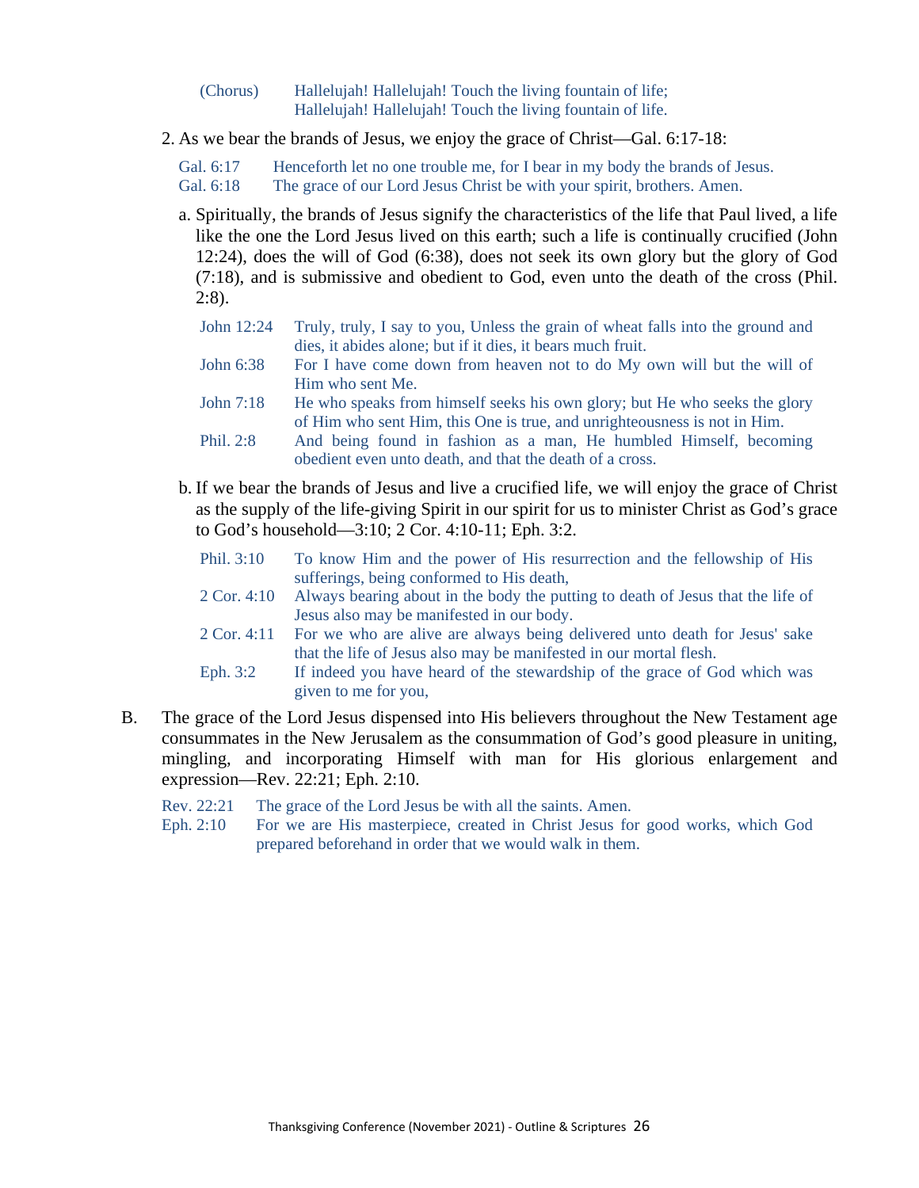(Chorus) Hallelujah! Hallelujah! Touch the living fountain of life;
Hallelujah! Hallelujah! Touch the living fountain of life.

2. As we bear the brands of Jesus, we enjoy the grace of Christ—Gal. 6:17-18:

Gal. 6:17 Henceforth let no one trouble me, for I bear in my body the brands of Jesus.
Gal. 6:18 The grace of our Lord Jesus Christ be with your spirit, brothers. Amen.

a. Spiritually, the brands of Jesus signify the characteristics of the life that Paul lived, a life like the one the Lord Jesus lived on this earth; such a life is continually crucified (John 12:24), does the will of God (6:38), does not seek its own glory but the glory of God (7:18), and is submissive and obedient to God, even unto the death of the cross (Phil. 2:8).

John 12:24 Truly, truly, I say to you, Unless the grain of wheat falls into the ground and dies, it abides alone; but if it dies, it bears much fruit.
John 6:38 For I have come down from heaven not to do My own will but the will of Him who sent Me.
John 7:18 He who speaks from himself seeks his own glory; but He who seeks the glory of Him who sent Him, this One is true, and unrighteousness is not in Him.
Phil. 2:8 And being found in fashion as a man, He humbled Himself, becoming obedient even unto death, and that the death of a cross.

b. If we bear the brands of Jesus and live a crucified life, we will enjoy the grace of Christ as the supply of the life-giving Spirit in our spirit for us to minister Christ as God's grace to God's household—3:10; 2 Cor. 4:10-11; Eph. 3:2.

Phil. 3:10 To know Him and the power of His resurrection and the fellowship of His sufferings, being conformed to His death,
2 Cor. 4:10 Always bearing about in the body the putting to death of Jesus that the life of Jesus also may be manifested in our body.
2 Cor. 4:11 For we who are alive are always being delivered unto death for Jesus' sake that the life of Jesus also may be manifested in our mortal flesh.
Eph. 3:2 If indeed you have heard of the stewardship of the grace of God which was given to me for you,

B. The grace of the Lord Jesus dispensed into His believers throughout the New Testament age consummates in the New Jerusalem as the consummation of God's good pleasure in uniting, mingling, and incorporating Himself with man for His glorious enlargement and expression—Rev. 22:21; Eph. 2:10.

Rev. 22:21 The grace of the Lord Jesus be with all the saints. Amen.
Eph. 2:10 For we are His masterpiece, created in Christ Jesus for good works, which God prepared beforehand in order that we would walk in them.